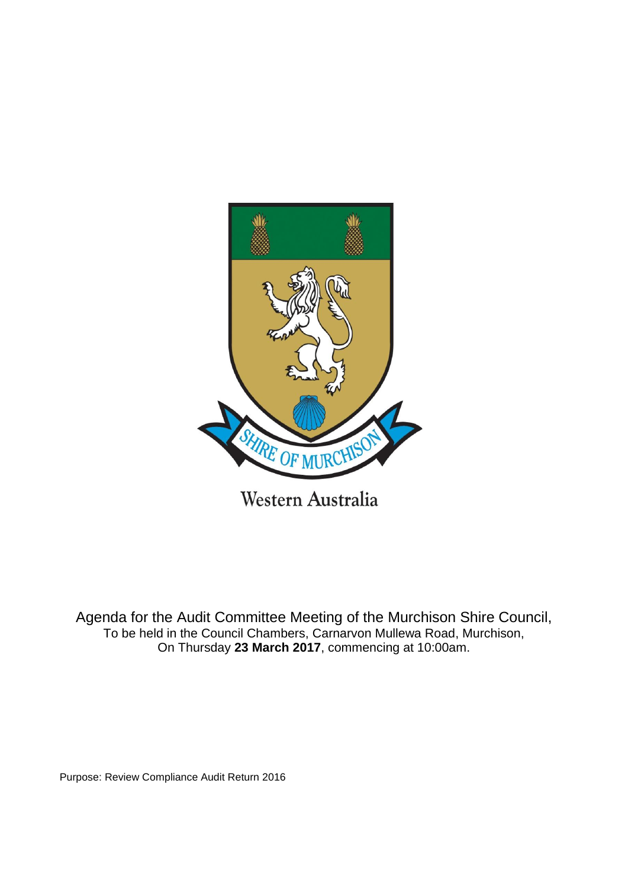SHIRE OF MURCHISON

Western Australia

Agenda for the Audit Committee Meeting of the Murchison Shire Council,
To be held in the Council Chambers, Carnarvon Mullewa Road, Murchison,
On Thursday **23 March 2017**, commencing at 10:00am.

Purpose: Review Compliance Audit Return 2016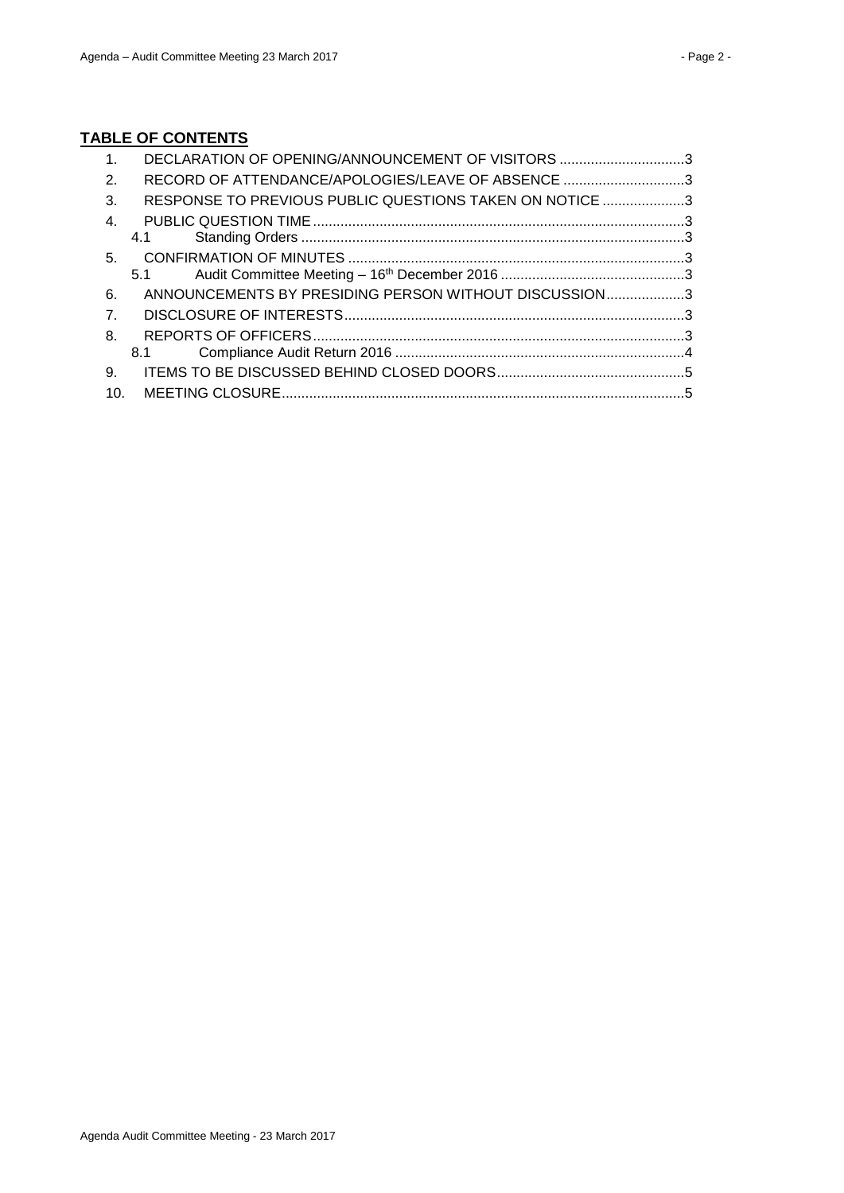## **TABLE OF CONTENTS**

1. DECLARATION OF OPENING/ANNOUNCEMENT OF VISITORS ................................3
2. RECORD OF ATTENDANCE/APOLOGIES/LEAVE OF ABSENCE ...............................3
3. RESPONSE TO PREVIOUS PUBLIC QUESTIONS TAKEN ON NOTICE .....................3
4. PUBLIC QUESTION TIME ..............................................................................................3
   - 4.1 Standing Orders .................................................................................................3
5. CONFIRMATION OF MINUTES .....................................................................................3
   - 5.1 Audit Committee Meeting – 16th December 2016 ...............................................3
6. ANNOUNCEMENTS BY PRESIDING PERSON WITHOUT DISCUSSION....................3
7. DISCLOSURE OF INTERESTS......................................................................................3
8. REPORTS OF OFFICERS..............................................................................................3
   - 8.1 Compliance Audit Return 2016 ..........................................................................4
9. ITEMS TO BE DISCUSSED BEHIND CLOSED DOORS................................................5
10. MEETING CLOSURE......................................................................................................5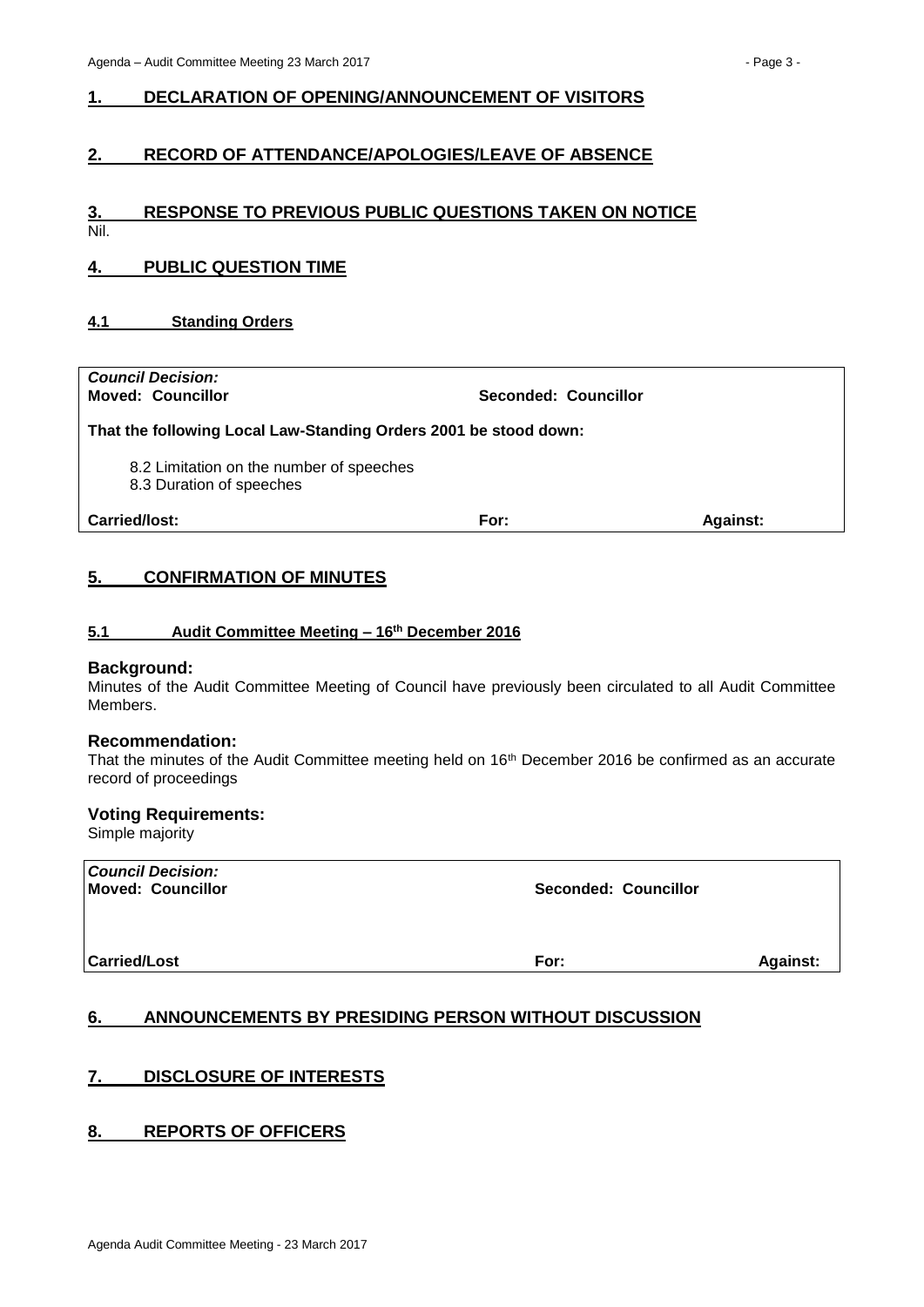## 1. DECLARATION OF OPENING/ANNOUNCEMENT OF VISITORS

## 2. RECORD OF ATTENDANCE/APOLOGIES/LEAVE OF ABSENCE

## 3. RESPONSE TO PREVIOUS PUBLIC QUESTIONS TAKEN ON NOTICE

Nil.

## 4. PUBLIC QUESTION TIME

### 4.1 Standing Orders

| *Council Decision:* | | |
|---|---|---|
| **Moved: Councillor** | **Seconded: Councillor** | |
| **That the following Local Law-Standing Orders 2001 be stood down:** | | |
| 8.2 Limitation on the number of speeches<br>8.3 Duration of speeches | | |
| **Carried/lost:** | **For:** | **Against:** |

## 5. CONFIRMATION OF MINUTES

### 5.1 Audit Committee Meeting – 16th December 2016

**Background:**

Minutes of the Audit Committee Meeting of Council have previously been circulated to all Audit Committee Members.

**Recommendation:**

That the minutes of the Audit Committee meeting held on 16th December 2016 be confirmed as an accurate record of proceedings

**Voting Requirements:**

Simple majority

| *Council Decision:* | | |
|---|---|---|
| **Moved: Councillor** | **Seconded: Councillor** | |
| **Carried/Lost** | **For:** | **Against:** |

## 6. ANNOUNCEMENTS BY PRESIDING PERSON WITHOUT DISCUSSION

## 7. DISCLOSURE OF INTERESTS

## 8. REPORTS OF OFFICERS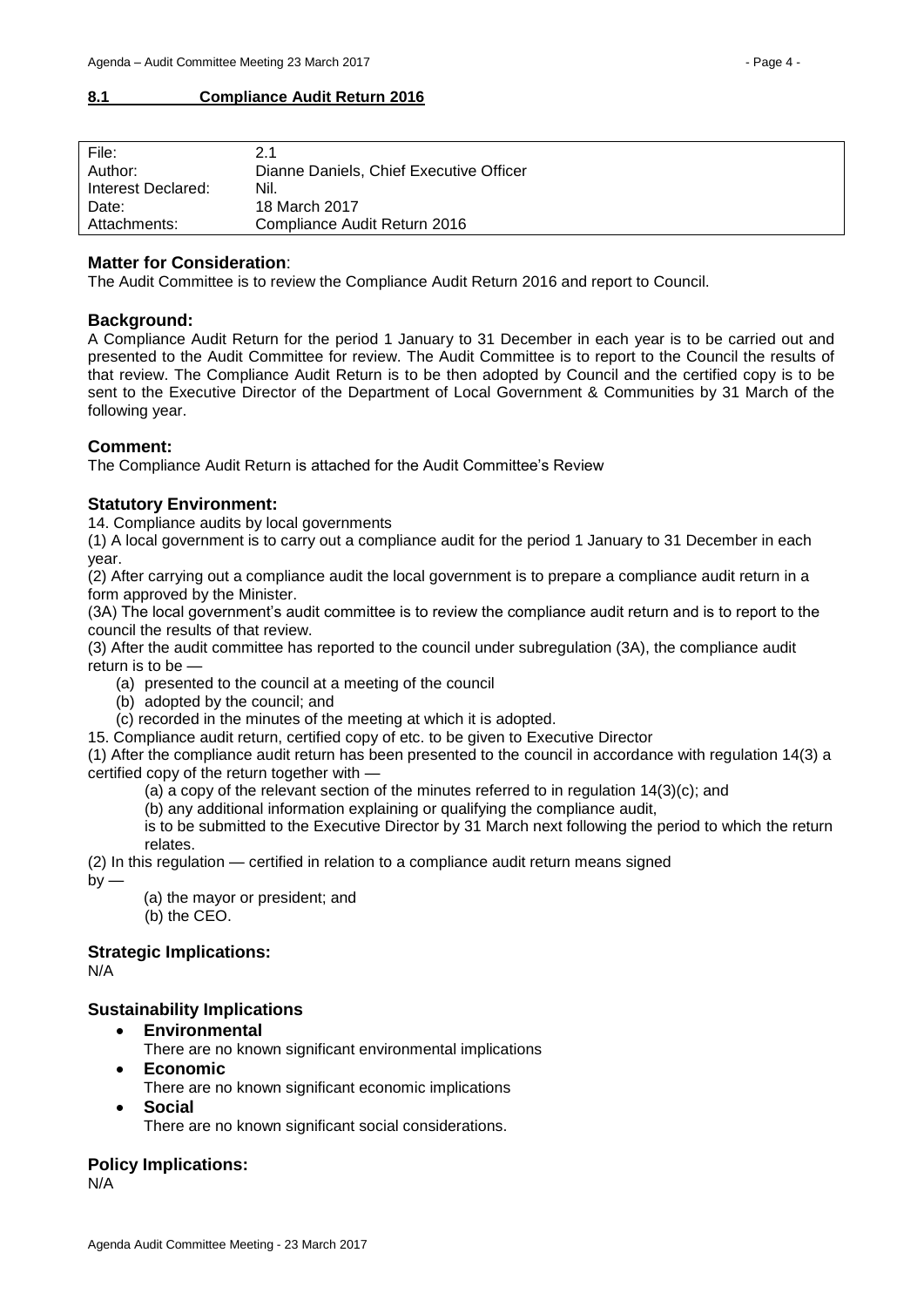## 8.1 Compliance Audit Return 2016

| File: | 2.1 |
|---|---|
| Author: | Dianne Daniels, Chief Executive Officer |
| Interest Declared: | Nil. |
| Date: | 18 March 2017 |
| Attachments: | Compliance Audit Return 2016 |

### Matter for Consideration:

The Audit Committee is to review the Compliance Audit Return 2016 and report to Council.

### Background:

A Compliance Audit Return for the period 1 January to 31 December in each year is to be carried out and presented to the Audit Committee for review. The Audit Committee is to report to the Council the results of that review. The Compliance Audit Return is to be then adopted by Council and the certified copy is to be sent to the Executive Director of the Department of Local Government & Communities by 31 March of the following year.

### Comment:

The Compliance Audit Return is attached for the Audit Committee's Review

### Statutory Environment:

14. Compliance audits by local governments

(1) A local government is to carry out a compliance audit for the period 1 January to 31 December in each year.

(2) After carrying out a compliance audit the local government is to prepare a compliance audit return in a form approved by the Minister.

(3A) The local government's audit committee is to review the compliance audit return and is to report to the council the results of that review.

(3) After the audit committee has reported to the council under subregulation (3A), the compliance audit return is to be —

- (a) presented to the council at a meeting of the council
- (b) adopted by the council; and
- (c) recorded in the minutes of the meeting at which it is adopted.

15. Compliance audit return, certified copy of etc. to be given to Executive Director

(1) After the compliance audit return has been presented to the council in accordance with regulation 14(3) a certified copy of the return together with —

- (a) a copy of the relevant section of the minutes referred to in regulation 14(3)(c); and
- (b) any additional information explaining or qualifying the compliance audit,

is to be submitted to the Executive Director by 31 March next following the period to which the return relates.

(2) In this regulation — certified in relation to a compliance audit return means signed by —

- (a) the mayor or president; and
- (b) the CEO.

### Strategic Implications:

N/A

### Sustainability Implications

- **Environmental**
  There are no known significant environmental implications
- **Economic**
  There are no known significant economic implications
- **Social**
  There are no known significant social considerations.

### Policy Implications:

N/A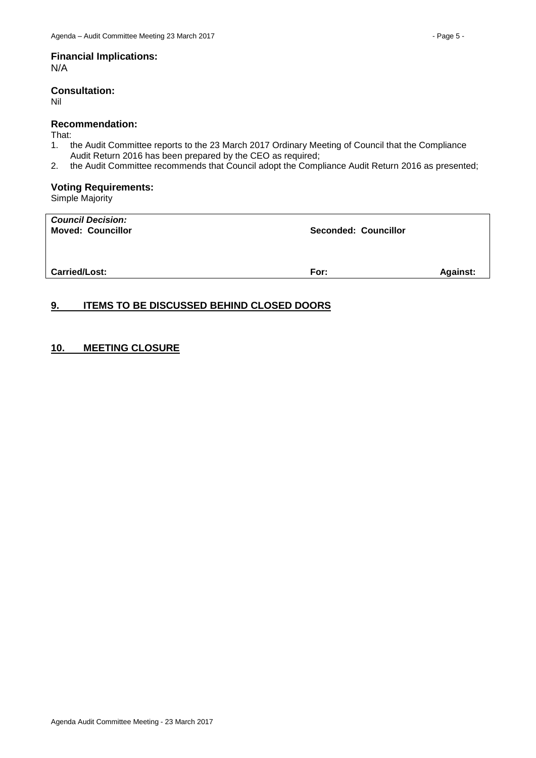**Financial Implications:**
N/A

**Consultation:**
Nil

**Recommendation:**
That:
1. the Audit Committee reports to the 23 March 2017 Ordinary Meeting of Council that the Compliance Audit Return 2016 has been prepared by the CEO as required;
2. the Audit Committee recommends that Council adopt the Compliance Audit Return 2016 as presented;

**Voting Requirements:**
Simple Majority

| | | |
|---|---|---|
| ***Council Decision:*** **Moved: Councillor** | **Seconded: Councillor** | |
| **Carried/Lost:** | **For:** | **Against:** |

## 9. ITEMS TO BE DISCUSSED BEHIND CLOSED DOORS

## 10. MEETING CLOSURE